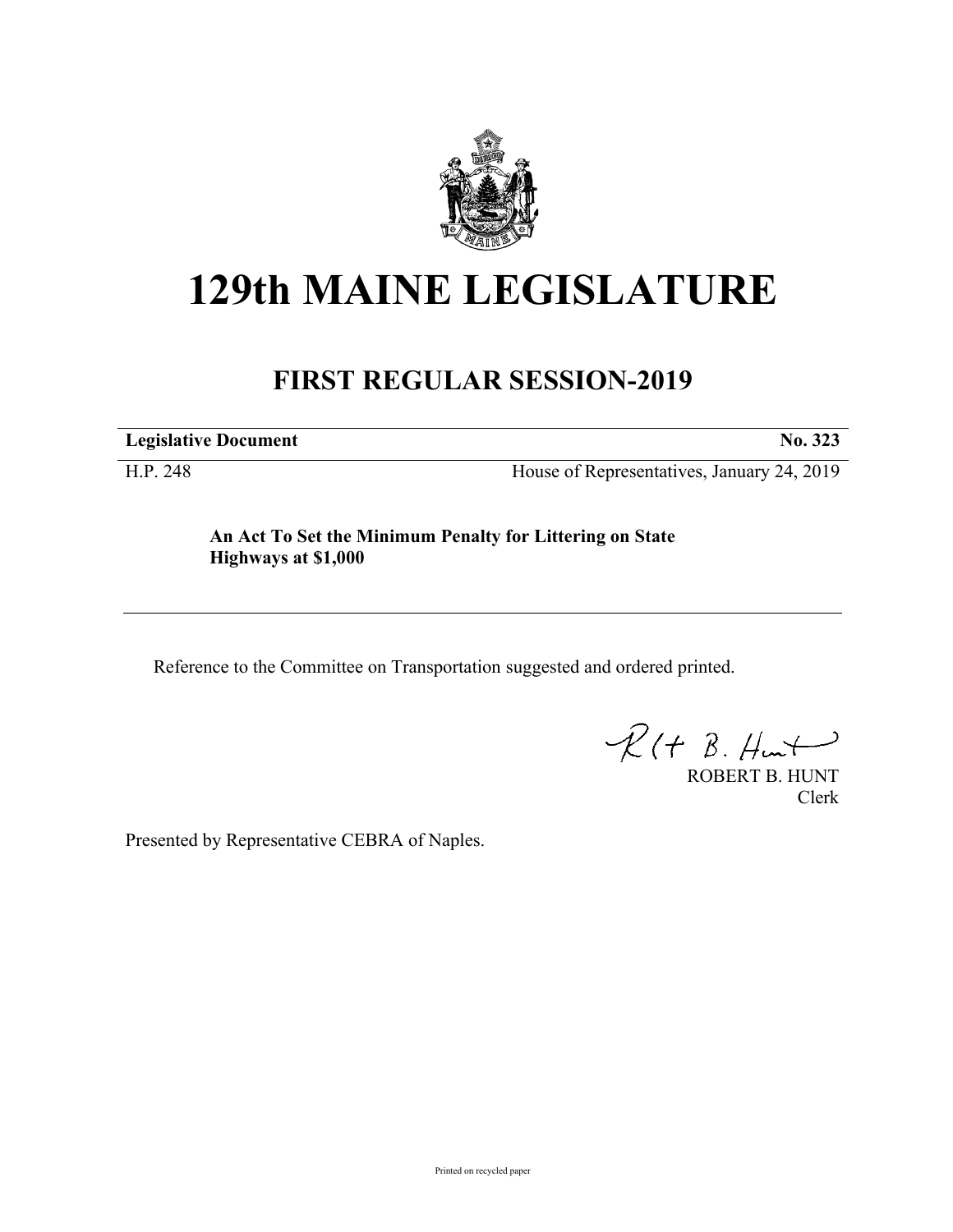# 129th MAINE LEGISLATURE

## FIRST REGULAR SESSION-2019

**Legislative Document** **No. 323**

H.P. 248 House of Representatives, January 24, 2019

**An Act To Set the Minimum Penalty for Littering on State Highways at $1,000**

Reference to the Committee on Transportation suggested and ordered printed.

ROBERT B. HUNT
Clerk

Presented by Representative CEBRA of Naples.

Printed on recycled paper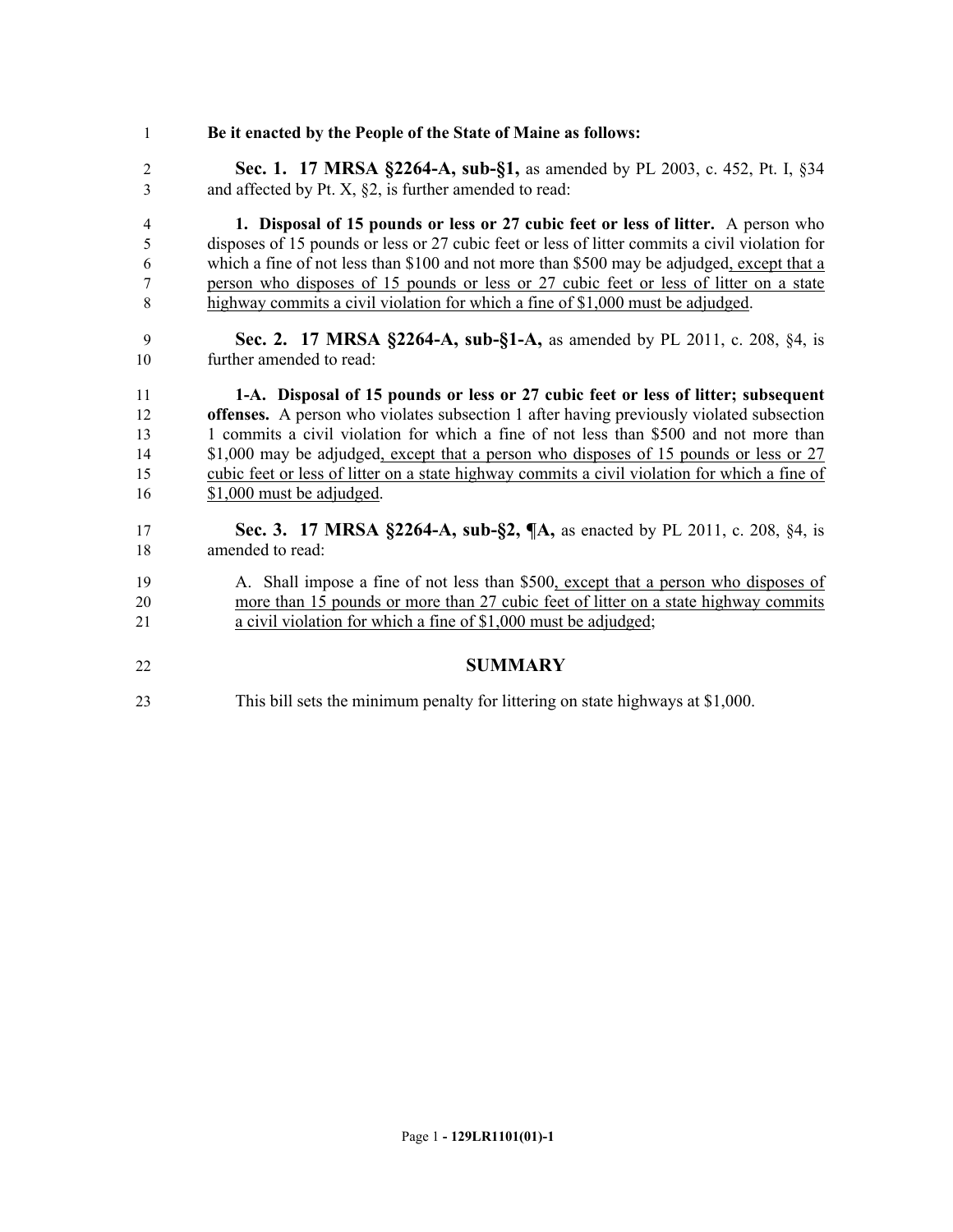**Be it enacted by the People of the State of Maine as follows:**

**Sec. 1. 17 MRSA §2264-A, sub-§1,** as amended by PL 2003, c. 452, Pt. I, §34 and affected by Pt. X, §2, is further amended to read:

**1. Disposal of 15 pounds or less or 27 cubic feet or less of litter.** A person who disposes of 15 pounds or less or 27 cubic feet or less of litter commits a civil violation for which a fine of not less than $100 and not more than $500 may be adjudged, except that a person who disposes of 15 pounds or less or 27 cubic feet or less of litter on a state highway commits a civil violation for which a fine of $1,000 must be adjudged.

**Sec. 2. 17 MRSA §2264-A, sub-§1-A,** as amended by PL 2011, c. 208, §4, is further amended to read:

**1-A. Disposal of 15 pounds or less or 27 cubic feet or less of litter; subsequent offenses.** A person who violates subsection 1 after having previously violated subsection 1 commits a civil violation for which a fine of not less than $500 and not more than $1,000 may be adjudged, except that a person who disposes of 15 pounds or less or 27 cubic feet or less of litter on a state highway commits a civil violation for which a fine of $1,000 must be adjudged.

**Sec. 3. 17 MRSA §2264-A, sub-§2, ¶A,** as enacted by PL 2011, c. 208, §4, is amended to read:

A. Shall impose a fine of not less than $500, except that a person who disposes of more than 15 pounds or more than 27 cubic feet of litter on a state highway commits a civil violation for which a fine of $1,000 must be adjudged;

## SUMMARY

This bill sets the minimum penalty for littering on state highways at $1,000.